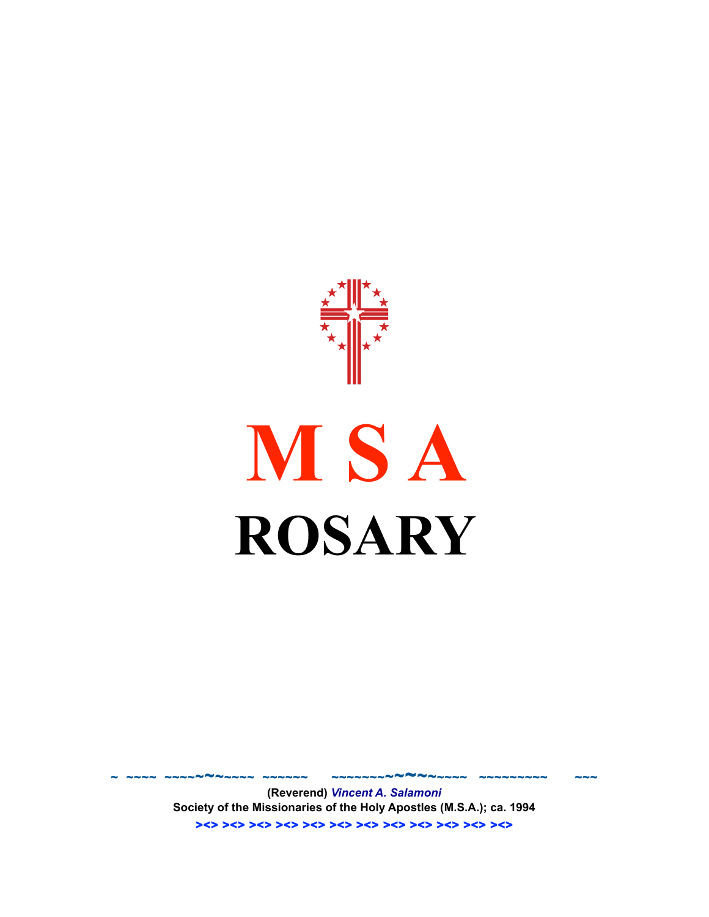# M S A

# ROSARY

~ ~~~~ ~~~~~~~~~~~ ~~~~~~ ~~~~~~~~~~~~~~~ ~~~~~~~~~ ~~~

**(Reverend)** ***Vincent A. Salamoni***

**Society of the Missionaries of the Holy Apostles (M.S.A.); ca. 1994**

**>< >< >< >< >< >< >< >< >< >< >< ><**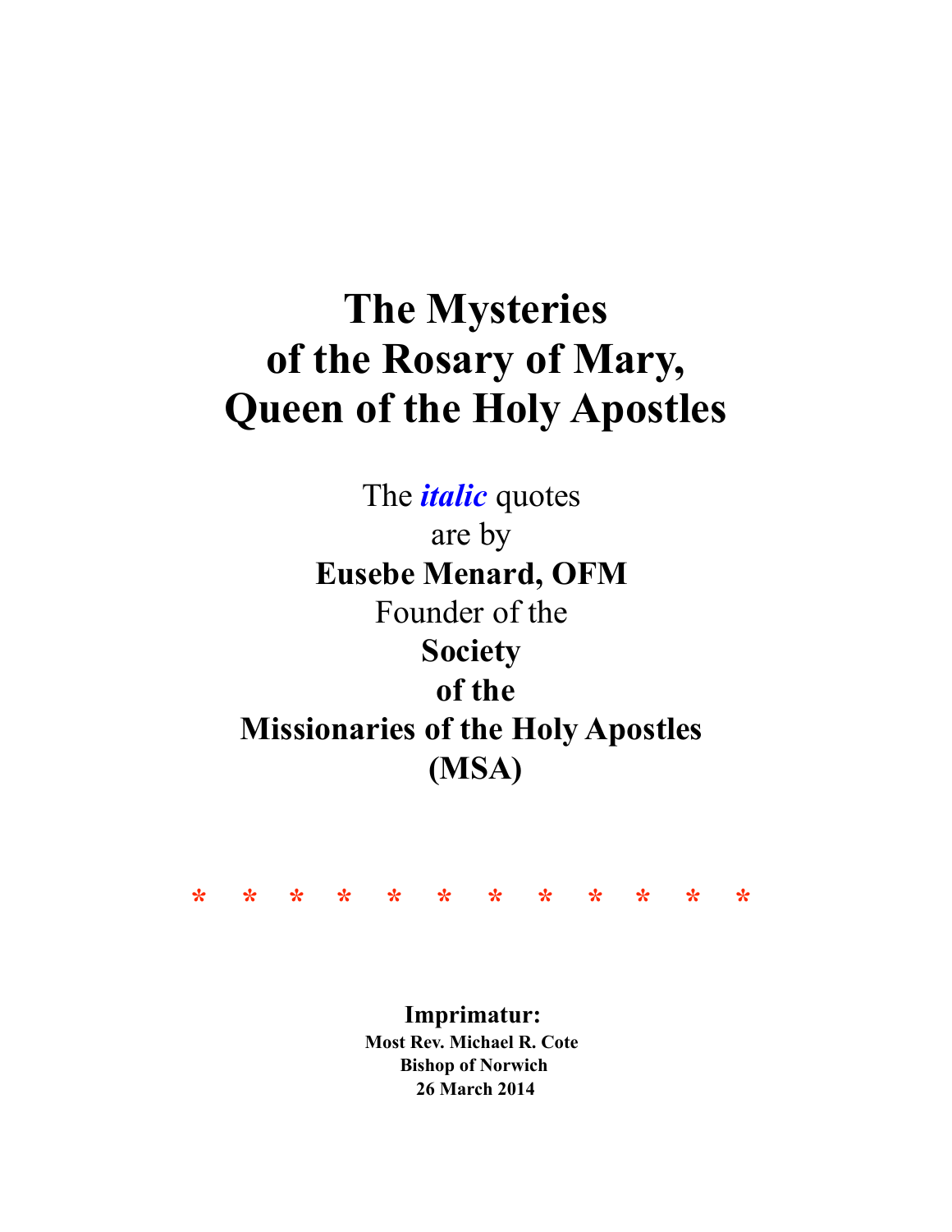# The Mysteries of the Rosary of Mary, Queen of the Holy Apostles

The ***italic*** quotes are by **Eusebe Menard, OFM** Founder of the **Society of the Missionaries of the Holy Apostles (MSA)**

\* \* \* \* \* \* \* \* \* \* \* \*

**Imprimatur:**
**Most Rev. Michael R. Cote**
**Bishop of Norwich**
**26 March 2014**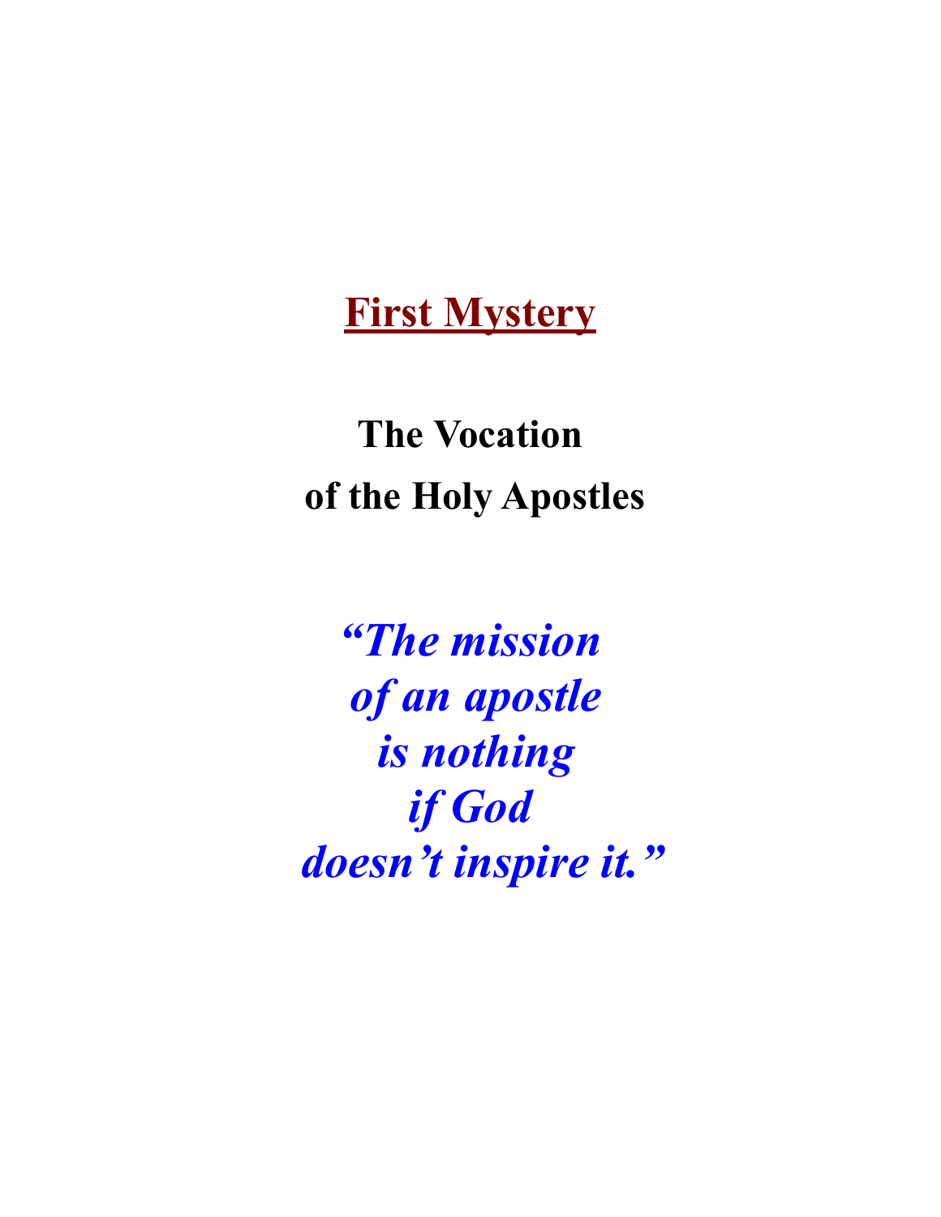# First Mystery

## The Vocation
## of the Holy Apostles

***"The mission of an apostle is nothing if God doesn't inspire it."***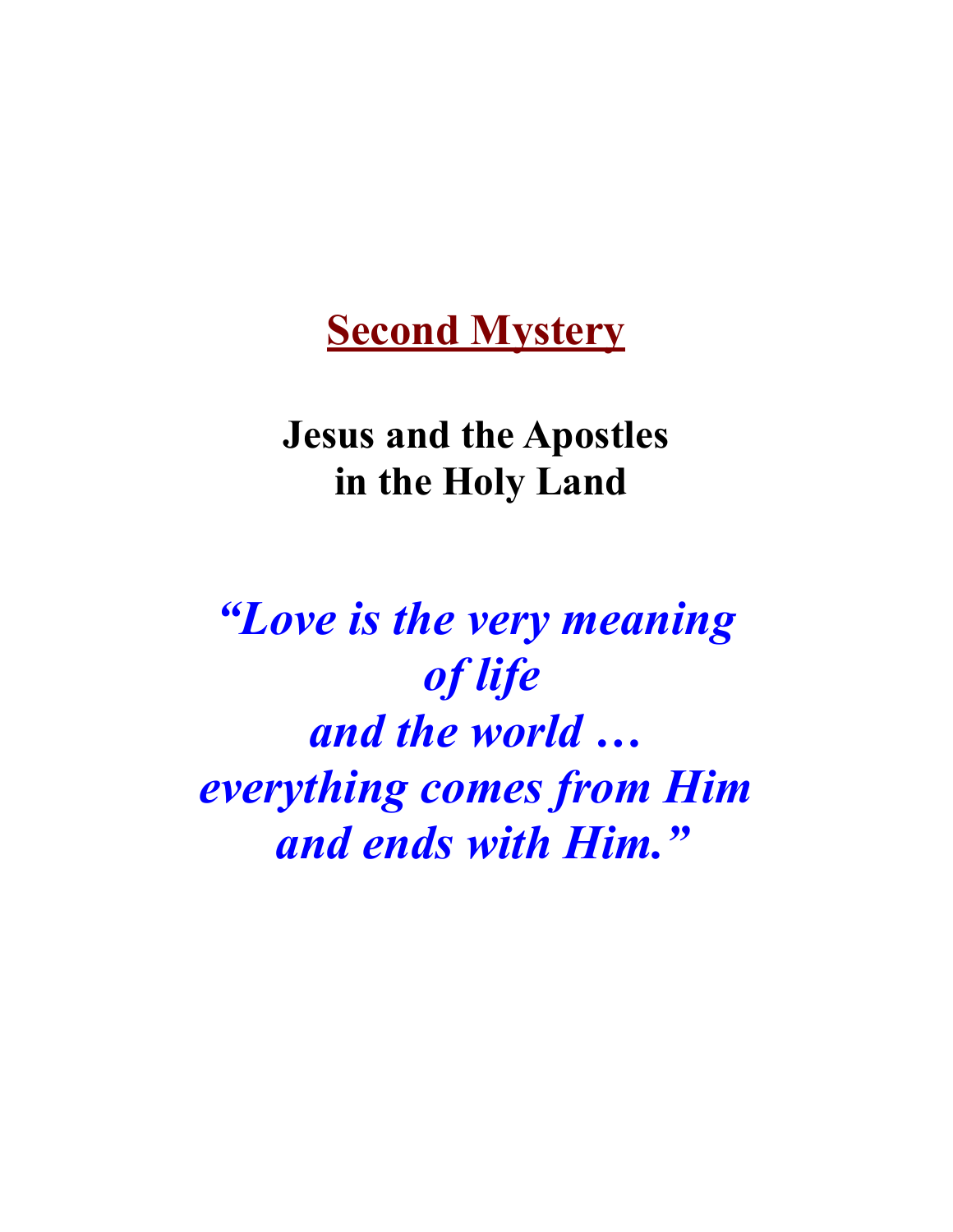# Second Mystery

## Jesus and the Apostles in the Holy Land

***"Love is the very meaning of life and the world … everything comes from Him and ends with Him."***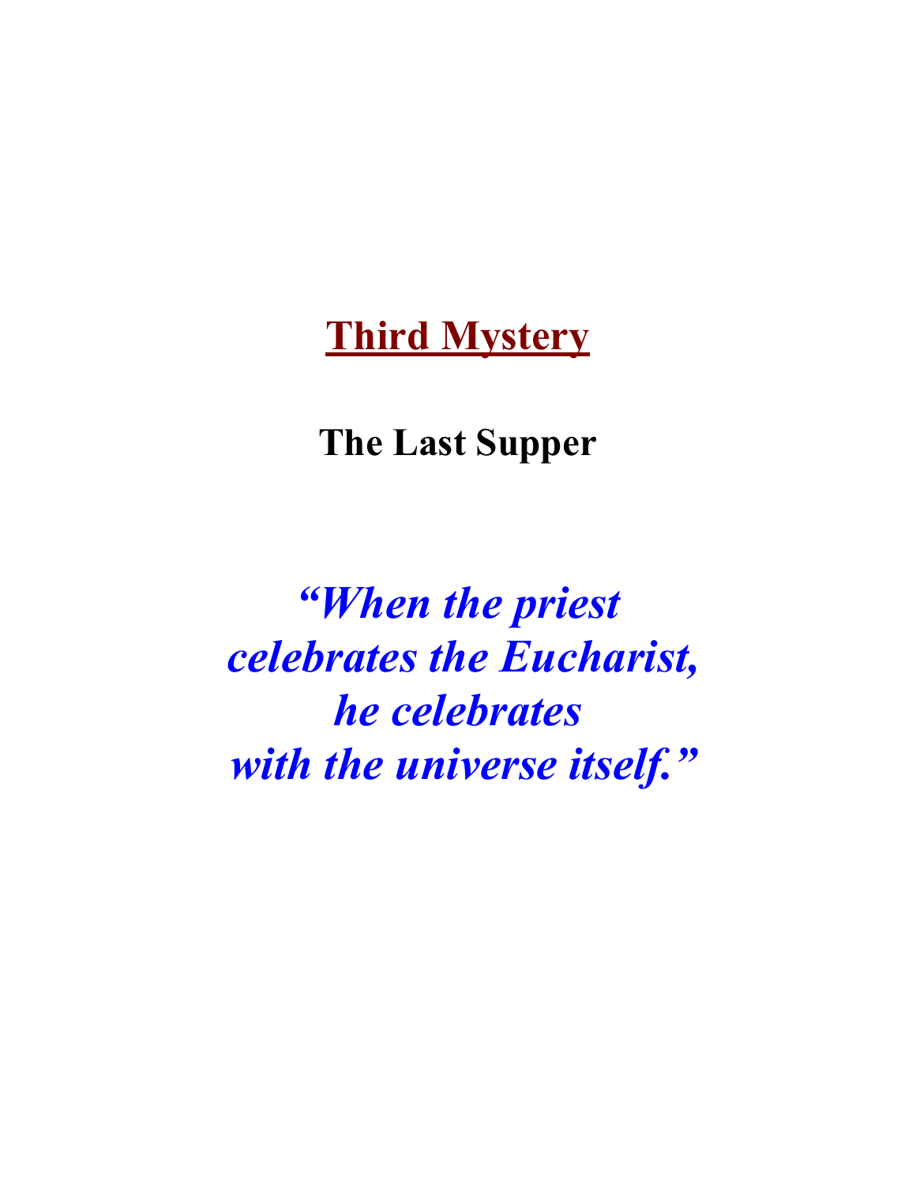# Third Mystery

## The Last Supper

***"When the priest celebrates the Eucharist, he celebrates with the universe itself."***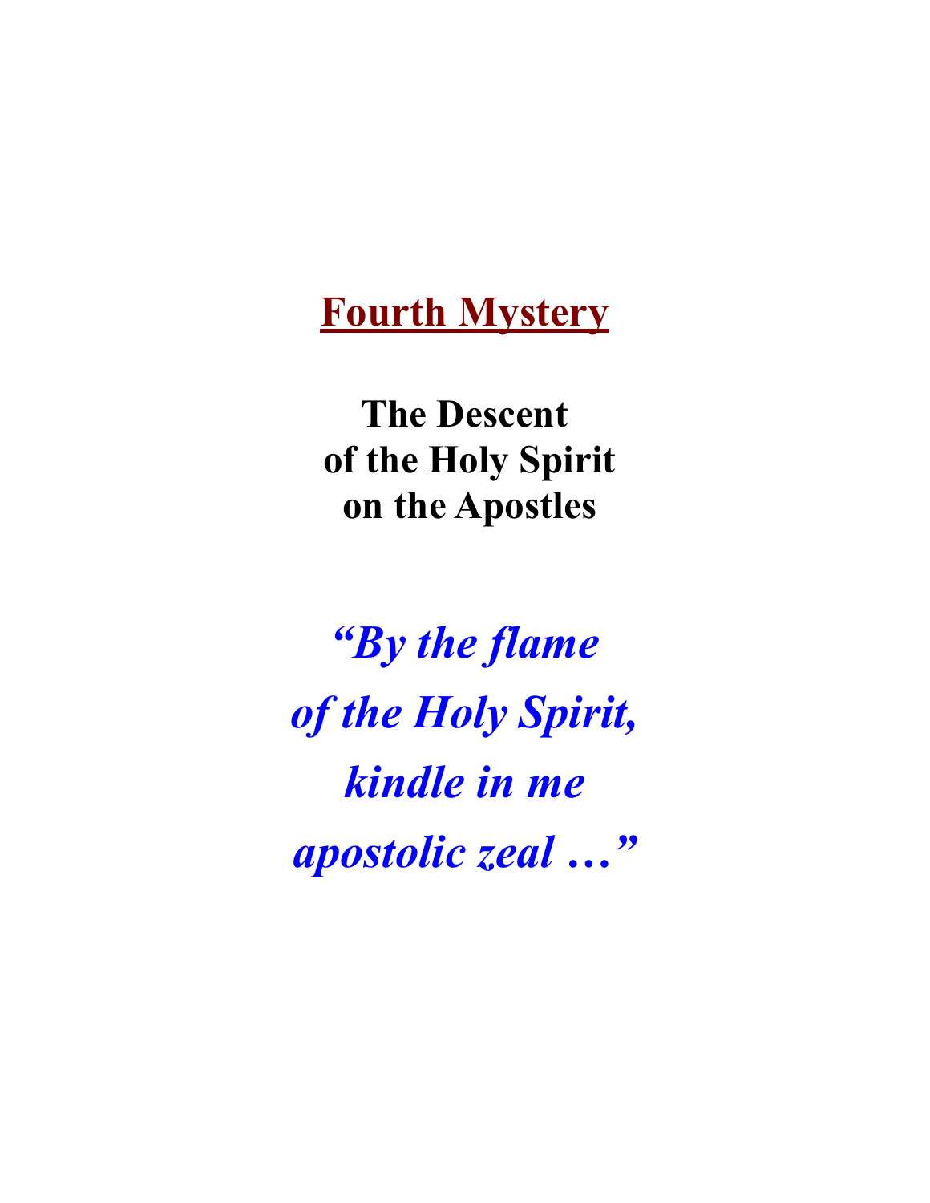# Fourth Mystery

**The Descent of the Holy Spirit on the Apostles**

***"By the flame of the Holy Spirit, kindle in me apostolic zeal …"***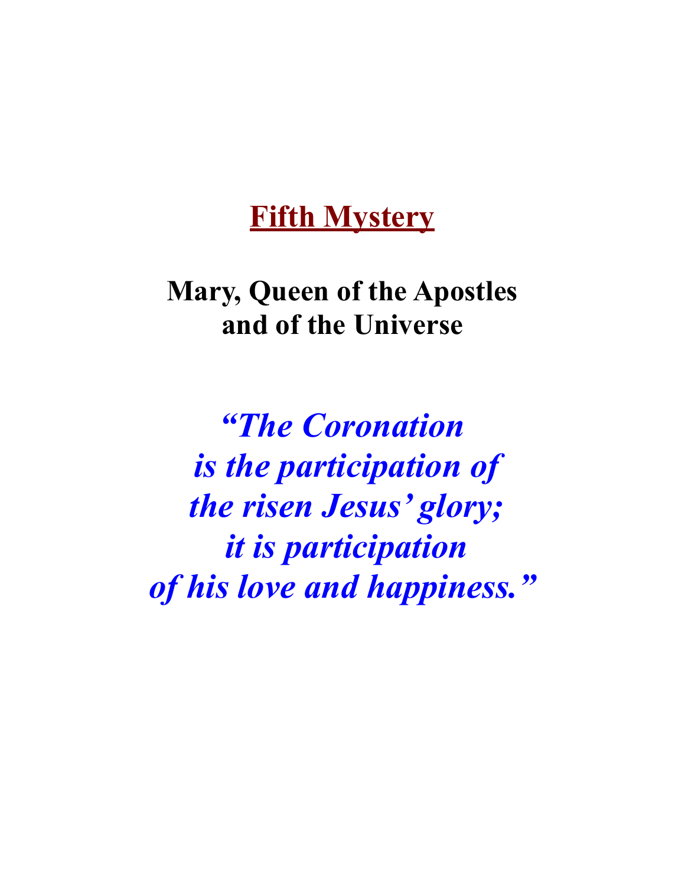# Fifth Mystery

## Mary, Queen of the Apostles and of the Universe

***"The Coronation is the participation of the risen Jesus' glory; it is participation of his love and happiness."***